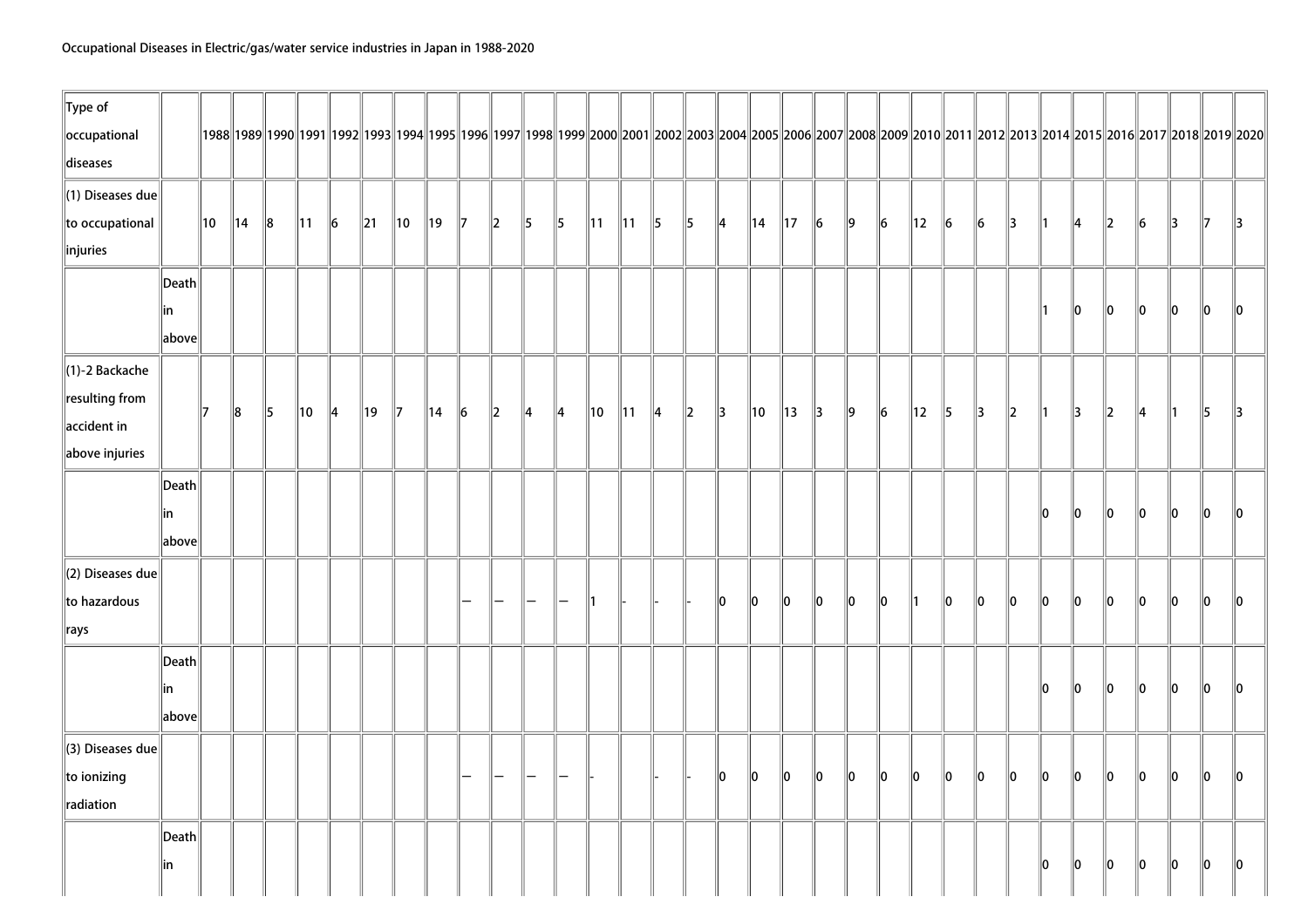Occupational Diseases in Electric/gas/water service industries in Japan in 1988-2020

| Type of occupational diseases | | 1988 | 1989 | 1990 | 1991 | 1992 | 1993 | 1994 | 1995 | 1996 | 1997 | 1998 | 1999 | 2000 | 2001 | 2002 | 2003 | 2004 | 2005 | 2006 | 2007 | 2008 | 2009 | 2010 | 2011 | 2012 | 2013 | 2014 | 2015 | 2016 | 2017 | 2018 | 2019 | 2020 |
|---|---|---|---|---|---|---|---|---|---|---|---|---|---|---|---|---|---|---|---|---|---|---|---|---|---|---|---|---|---|---|---|---|---|---|
| (1) Diseases due to occupational injuries | | 10 | 14 | 8 | 11 | 6 | 21 | 10 | 19 | 7 | 2 | 5 | 5 | 11 | 11 | 5 | 5 | 4 | 14 | 17 | 6 | 9 | 6 | 12 | 6 | 6 | 3 | 1 | 4 | 2 | 6 | 3 | 7 | 3 |
| | Death in above | | | | | | | | | | | | | | | | | | | | | | | | | | | 1 | 0 | 0 | 0 | 0 | 0 | 0 |
| (1)-2 Backache resulting from accident in above injuries | | 7 | 8 | 5 | 10 | 4 | 19 | 7 | 14 | 6 | 2 | 4 | 4 | 10 | 11 | 4 | 2 | 3 | 10 | 13 | 3 | 9 | 6 | 12 | 5 | 3 | 2 | 1 | 3 | 2 | 4 | 1 | 5 | 3 |
| | Death in above | | | | | | | | | | | | | | | | | | | | | | | | | | | 0 | 0 | 0 | 0 | 0 | 0 | 0 |
| (2) Diseases due to hazardous rays | | | | | | | | | | — | — | — | — | 1 | - | - | - | 0 | 0 | 0 | 0 | 0 | 0 | 1 | 0 | 0 | 0 | 0 | 0 | 0 | 0 | 0 | 0 | 0 |
| | Death in above | | | | | | | | | | | | | | | | | | | | | | | | | | | 0 | 0 | 0 | 0 | 0 | 0 | 0 |
| (3) Diseases due to ionizing radiation | | | | | | | | | | — | — | — | — | - | | - | - | 0 | 0 | 0 | 0 | 0 | 0 | 0 | 0 | 0 | 0 | 0 | 0 | 0 | 0 | 0 | 0 | 0 |
| | Death in | | | | | | | | | | | | | | | | | | | | | | | | | | | 0 | 0 | 0 | 0 | 0 | 0 | 0 |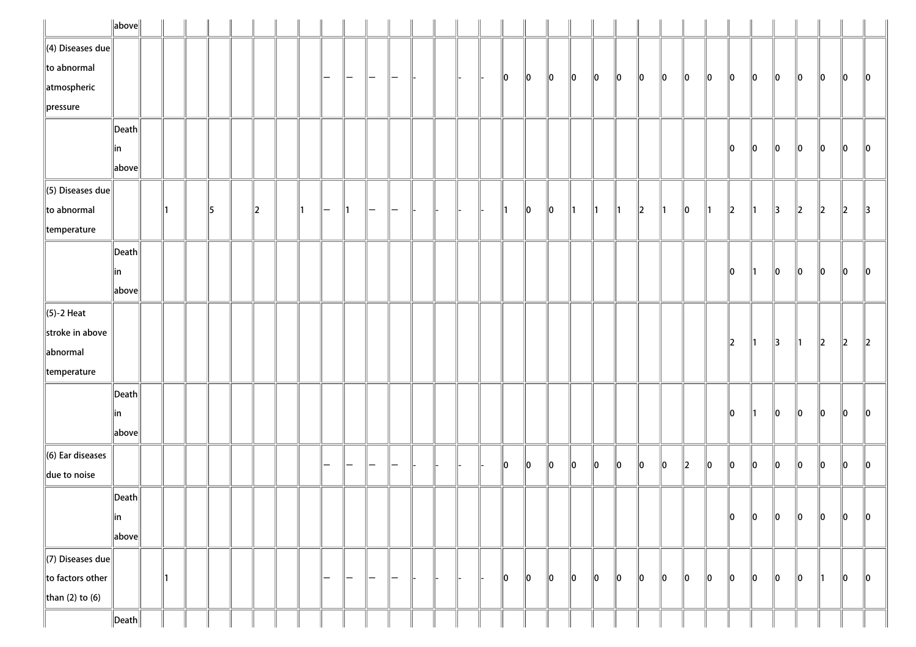| | | | | | | | | | | | | | | | | | | | | | | | | | | | | | | | | | | |
|---|---|---|---|---|---|---|---|---|---|---|---|---|---|---|---|---|---|---|---|---|---|---|---|---|---|---|---|---|---|---|---|---|---|---|
| | above | | | | | | | | | | | | | | | | | | | | | | | | | | | | | | | | | |
| (4) Diseases due to abnormal atmospheric pressure | | | | | | | | | | — | — | — | — | - | | - | - | 0 | 0 | 0 | 0 | 0 | 0 | 0 | 0 | 0 | 0 | 0 | 0 | 0 | 0 | 0 | 0 | 0 |
| | Death in above | | | | | | | | | | | | | | | | | | | | | | | | | | | 0 | 0 | 0 | 0 | 0 | 0 | 0 |
| (5) Diseases due to abnormal temperature | | | 1 | | 5 | | 2 | | 1 | — | 1 | — | — | - | - | - | - | 1 | 0 | 0 | 1 | 1 | 1 | 2 | 1 | 0 | 1 | 2 | 1 | 3 | 2 | 2 | 2 | 3 |
| | Death in above | | | | | | | | | | | | | | | | | | | | | | | | | | | 0 | 1 | 0 | 0 | 0 | 0 | 0 |
| (5)-2 Heat stroke in above abnormal temperature | | | | | | | | | | | | | | | | | | | | | | | | | | | | 2 | 1 | 3 | 1 | 2 | 2 | 2 |
| | Death in above | | | | | | | | | | | | | | | | | | | | | | | | | | | 0 | 1 | 0 | 0 | 0 | 0 | 0 |
| (6) Ear diseases due to noise | | | | | | | | | | — | — | — | — | - | - | - | - | 0 | 0 | 0 | 0 | 0 | 0 | 0 | 0 | 2 | 0 | 0 | 0 | 0 | 0 | 0 | 0 | 0 |
| | Death in above | | | | | | | | | | | | | | | | | | | | | | | | | | | 0 | 0 | 0 | 0 | 0 | 0 | 0 |
| (7) Diseases due to factors other than (2) to (6) | | | 1 | | | | | | | — | — | — | — | - | - | - | - | 0 | 0 | 0 | 0 | 0 | 0 | 0 | 0 | 0 | 0 | 0 | 0 | 0 | 0 | 1 | 0 | 0 |
| | Death | | | | | | | | | | | | | | | | | | | | | | | | | | | | | | | | | |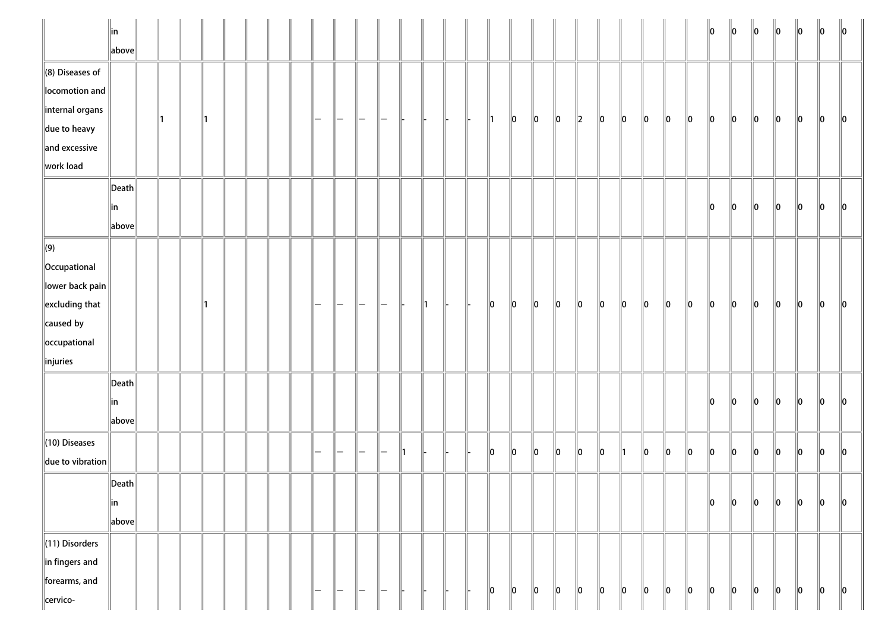| | | | | | | | | | | | | | | | | | | | | | | | | | | | | | | | | | | |
|---|---|---|---|---|---|---|---|---|---|---|---|---|---|---|---|---|---|---|---|---|---|---|---|---|---|---|---|---|---|---|---|---|---|---|
| | in above | | | | | | | | | | | | | | | | | | | | | | | | | | | 0 | 0 | 0 | 0 | 0 | 0 | 0 |
| (8) Diseases of locomotion and internal organs due to heavy and excessive work load | | | 1 | | 1 | | | | | — | — | — | — | - | - | - | - | 1 | 0 | 0 | 0 | 2 | 0 | 0 | 0 | 0 | 0 | 0 | 0 | 0 | 0 | 0 | 0 | 0 |
| | Death in above | | | | | | | | | | | | | | | | | | | | | | | | | | | 0 | 0 | 0 | 0 | 0 | 0 | 0 |
| (9) Occupational lower back pain excluding that caused by occupational injuries | | | | | 1 | | | | | — | — | — | — | - | 1 | - | - | 0 | 0 | 0 | 0 | 0 | 0 | 0 | 0 | 0 | 0 | 0 | 0 | 0 | 0 | 0 | 0 | 0 |
| | Death in above | | | | | | | | | | | | | | | | | | | | | | | | | | | 0 | 0 | 0 | 0 | 0 | 0 | 0 |
| (10) Diseases due to vibration | | | | | | | | | | — | — | — | — | 1 | - | - | - | 0 | 0 | 0 | 0 | 0 | 0 | 1 | 0 | 0 | 0 | 0 | 0 | 0 | 0 | 0 | 0 | 0 |
| | Death in above | | | | | | | | | | | | | | | | | | | | | | | | | | | 0 | 0 | 0 | 0 | 0 | 0 | 0 |
| (11) Disorders in fingers and forearms, and cervico- | | | | | | | | | | — | — | — | — | - | - | - | - | 0 | 0 | 0 | 0 | 0 | 0 | 0 | 0 | 0 | 0 | 0 | 0 | 0 | 0 | 0 | 0 | 0 |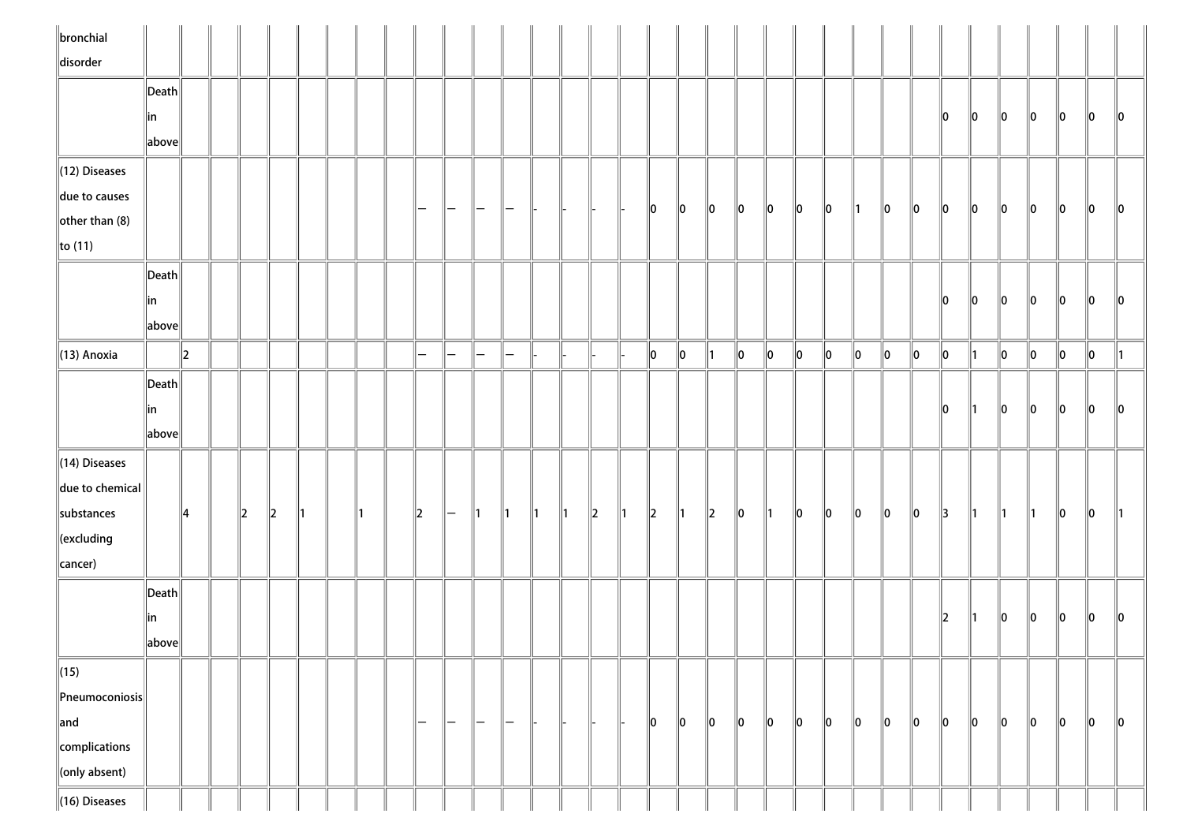| | | | | | | | | | | | | | | | | | | | | | | | | | | | | | | | | | | |
|---|---|---|---|---|---|---|---|---|---|---|---|---|---|---|---|---|---|---|---|---|---|---|---|---|---|---|---|---|---|---|---|---|---|---|
| bronchial disorder | | | | | | | | | | | | | | | | | | | | | | | | | | | | | | | | | | |
| | Death in above | | | | | | | | | | | | | | | | | | | | | | | | | | 0 | 0 | 0 | 0 | 0 | 0 | 0 |
| (12) Diseases due to causes other than (8) to (11) | | | | | | | | | — | — | — | — | - | - | - | - | 0 | 0 | 0 | 0 | 0 | 0 | 0 | 1 | 0 | 0 | 0 | 0 | 0 | 0 | 0 | 0 | 0 |
| | Death in above | | | | | | | | | | | | | | | | | | | | | | | | | | 0 | 0 | 0 | 0 | 0 | 0 | 0 |
| (13) Anoxia | | 2 | | | | | | | | — | — | — | — | - | - | - | - | 0 | 0 | 1 | 0 | 0 | 0 | 0 | 0 | 0 | 0 | 0 | 1 | 0 | 0 | 0 | 0 | 1 |
| | Death in above | | | | | | | | | | | | | | | | | | | | | | | | | | 0 | 1 | 0 | 0 | 0 | 0 | 0 |
| (14) Diseases due to chemical substances (excluding cancer) | | 4 | | 2 | 2 | 1 | | 1 | | 2 | — | 1 | 1 | 1 | 1 | 2 | 1 | 2 | 1 | 2 | 0 | 1 | 0 | 0 | 0 | 0 | 0 | 3 | 1 | 1 | 1 | 0 | 0 | 1 |
| | Death in above | | | | | | | | | | | | | | | | | | | | | | | | | | 2 | 1 | 0 | 0 | 0 | 0 | 0 |
| (15) Pneumoconiosis and complications (only absent) | | | | | | | | | | — | — | — | — | - | - | - | - | 0 | 0 | 0 | 0 | 0 | 0 | 0 | 0 | 0 | 0 | 0 | 0 | 0 | 0 | 0 | 0 | 0 |
| (16) Diseases | | | | | | | | | | | | | | | | | | | | | | | | | | | | | | | | | | |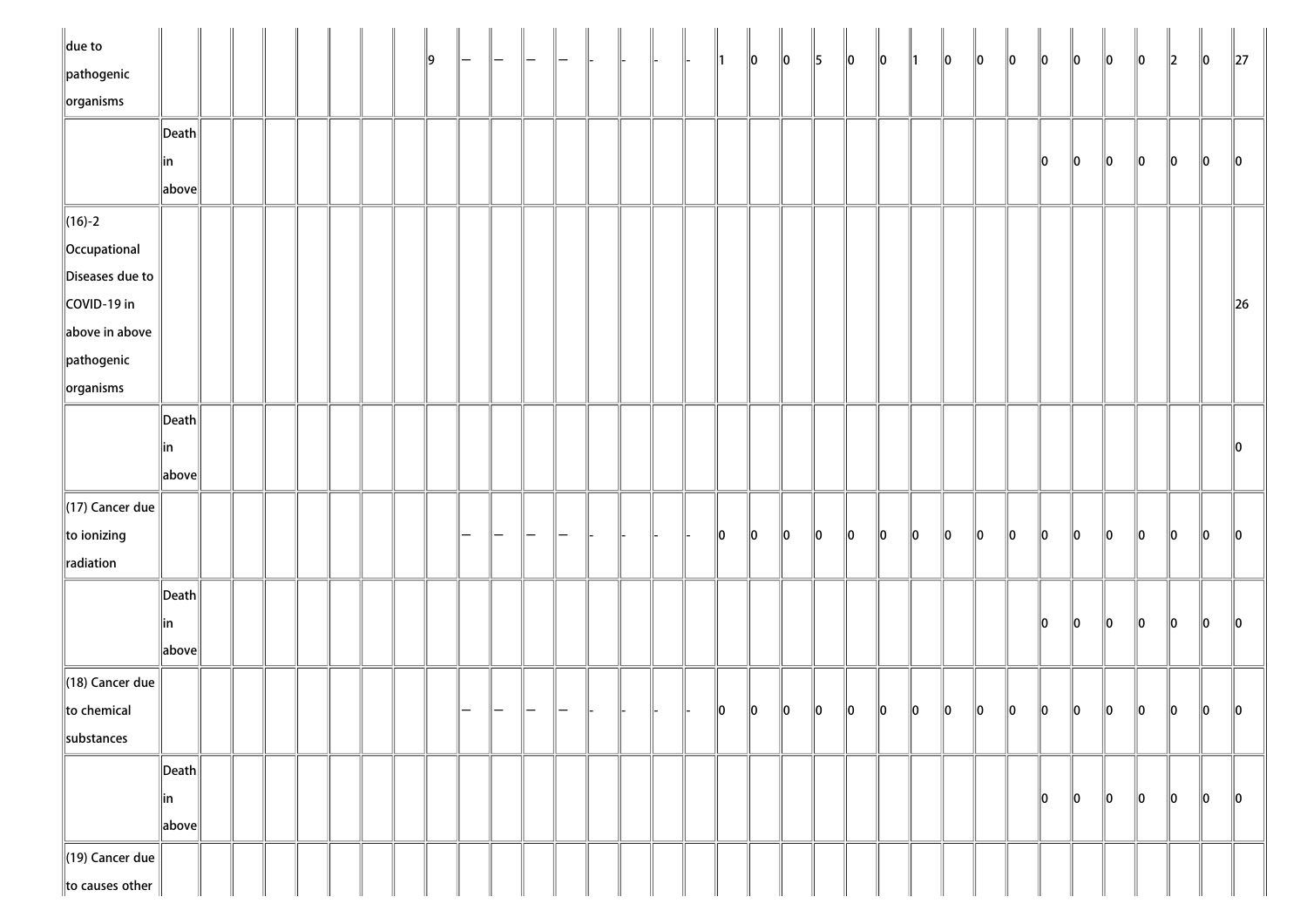| | | | | | | | | | | | | | | | | | | | | | | | | | | | | | | | | | | |
|---|---|---|---|---|---|---|---|---|---|---|---|---|---|---|---|---|---|---|---|---|---|---|---|---|---|---|---|---|---|---|---|---|---|---|
| due to pathogenic organisms | | | | | | | | | 9 | — | — | — | — | - | - | - | - | 1 | 0 | 0 | 5 | 0 | 0 | 1 | 0 | 0 | 0 | 0 | 0 | 0 | 0 | 2 | 0 | 27 |
| | Death in above | | | | | | | | | | | | | | | | | | | | | | | | | | | 0 | 0 | 0 | 0 | 0 | 0 | 0 |
| (16)-2 Occupational Diseases due to COVID-19 in above in above pathogenic organisms | | | | | | | | | | | | | | | | | | | | | | | | | | | | | | | | | | 26 |
| | Death in above | | | | | | | | | | | | | | | | | | | | | | | | | | | | | | | | | 0 |
| (17) Cancer due to ionizing radiation | | | | | | | | | | — | — | — | — | - | - | - | - | 0 | 0 | 0 | 0 | 0 | 0 | 0 | 0 | 0 | 0 | 0 | 0 | 0 | 0 | 0 | 0 | 0 |
| | Death in above | | | | | | | | | | | | | | | | | | | | | | | | | | | 0 | 0 | 0 | 0 | 0 | 0 | 0 |
| (18) Cancer due to chemical substances | | | | | | | | | | — | — | — | — | - | - | - | - | 0 | 0 | 0 | 0 | 0 | 0 | 0 | 0 | 0 | 0 | 0 | 0 | 0 | 0 | 0 | 0 | 0 |
| | Death in above | | | | | | | | | | | | | | | | | | | | | | | | | | | 0 | 0 | 0 | 0 | 0 | 0 | 0 |
| (19) Cancer due to causes other | | | | | | | | | | | | | | | | | | | | | | | | | | | | | | | | | | |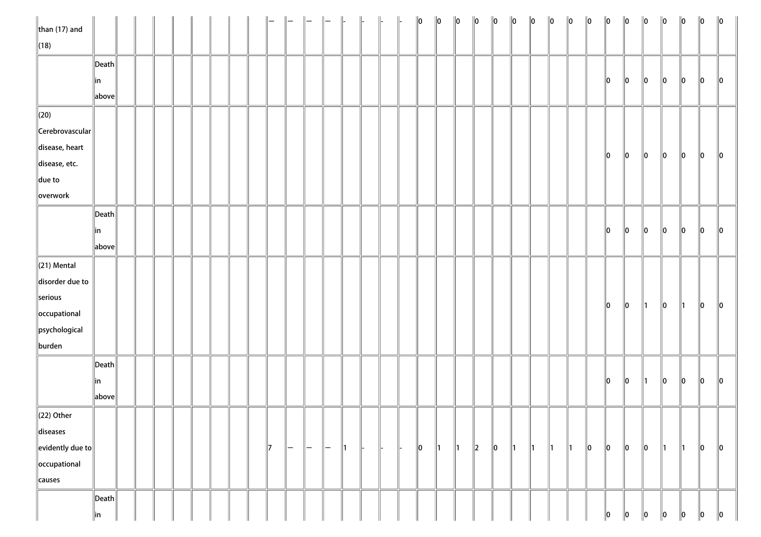| | | | | | | | | | | | | | | | | | | | | | | | | | | | | | | | | | | |
|---|---|---|---|---|---|---|---|---|---|---|---|---|---|---|---|---|---|---|---|---|---|---|---|---|---|---|---|---|---|---|---|---|---|---|
| than (17) and (18) | | | | | | | | | | — | — | — | — | - | - | - | - | 0 | 0 | 0 | 0 | 0 | 0 | 0 | 0 | 0 | 0 | 0 | 0 | 0 | 0 | 0 | 0 | 0 |
| | Death in above | | | | | | | | | | | | | | | | | | | | | | | | | | | 0 | 0 | 0 | 0 | 0 | 0 | 0 |
| (20) Cerebrovascular disease, heart disease, etc. due to overwork | | | | | | | | | | | | | | | | | | | | | | | | | | | | 0 | 0 | 0 | 0 | 0 | 0 | 0 |
| | Death in above | | | | | | | | | | | | | | | | | | | | | | | | | | | 0 | 0 | 0 | 0 | 0 | 0 | 0 |
| (21) Mental disorder due to serious occupational psychological burden | | | | | | | | | | | | | | | | | | | | | | | | | | | | 0 | 0 | 1 | 0 | 1 | 0 | 0 |
| | Death in above | | | | | | | | | | | | | | | | | | | | | | | | | | | 0 | 0 | 1 | 0 | 0 | 0 | 0 |
| (22) Other diseases evidently due to occupational causes | | | | | | | | | | 7 | — | — | — | 1 | - | - | - | 0 | 1 | 1 | 2 | 0 | 1 | 1 | 1 | 1 | 0 | 0 | 0 | 0 | 1 | 1 | 0 | 0 |
| | Death in | | | | | | | | | | | | | | | | | | | | | | | | | | | 0 | 0 | 0 | 0 | 0 | 0 | 0 |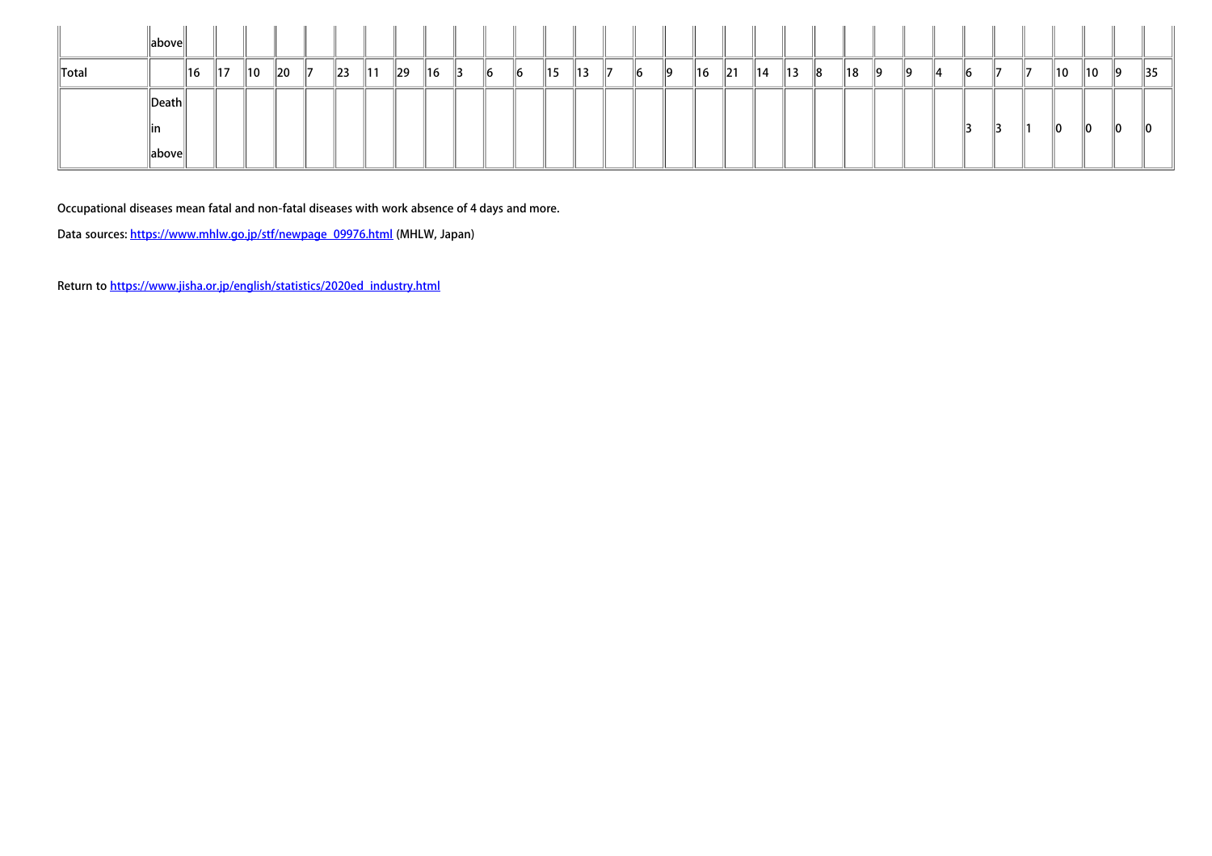| | | | | | | | | | | | | | | | | | | | | | | | | | | | | | | | | | | |
|---|---|---|---|---|---|---|---|---|---|---|---|---|---|---|---|---|---|---|---|---|---|---|---|---|---|---|---|---|---|---|---|---|---|---|
| | above | | | | | | | | | | | | | | | | | | | | | | | | | | | | | | | | | |
| Total | | 16 | 17 | 10 | 20 | 7 | 23 | 11 | 29 | 16 | 3 | 6 | 6 | 15 | 13 | 7 | 6 | 9 | 16 | 21 | 14 | 13 | 8 | 18 | 9 | 9 | 4 | 6 | 7 | 7 | 10 | 10 | 9 | 35 |
| | Death in above | | | | | | | | | | | | | | | | | | | | | | | | | | | 3 | 3 | 1 | 0 | 0 | 0 | 0 |

Occupational diseases mean fatal and non-fatal diseases with work absence of 4 days and more.

Data sources: https://www.mhlw.go.jp/stf/newpage_09976.html (MHLW, Japan)

Return to https://www.jisha.or.jp/english/statistics/2020ed_industry.html